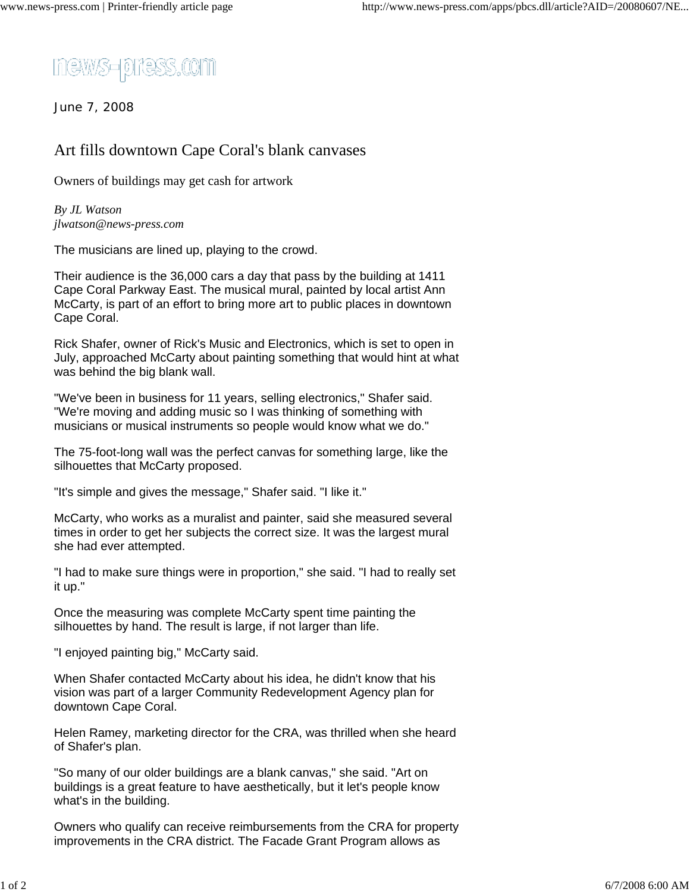news-press.com

June 7, 2008

# Art fills downtown Cape Coral's blank canvases

## Owners of buildings may get cash for artwork

*By JL Watson*
*jlwatson@news-press.com*

The musicians are lined up, playing to the crowd.

Their audience is the 36,000 cars a day that pass by the building at 1411 Cape Coral Parkway East. The musical mural, painted by local artist Ann McCarty, is part of an effort to bring more art to public places in downtown Cape Coral.

Rick Shafer, owner of Rick's Music and Electronics, which is set to open in July, approached McCarty about painting something that would hint at what was behind the big blank wall.

"We've been in business for 11 years, selling electronics," Shafer said. "We're moving and adding music so I was thinking of something with musicians or musical instruments so people would know what we do."

The 75-foot-long wall was the perfect canvas for something large, like the silhouettes that McCarty proposed.

"It's simple and gives the message," Shafer said. "I like it."

McCarty, who works as a muralist and painter, said she measured several times in order to get her subjects the correct size. It was the largest mural she had ever attempted.

"I had to make sure things were in proportion," she said. "I had to really set it up."

Once the measuring was complete McCarty spent time painting the silhouettes by hand. The result is large, if not larger than life.

"I enjoyed painting big," McCarty said.

When Shafer contacted McCarty about his idea, he didn't know that his vision was part of a larger Community Redevelopment Agency plan for downtown Cape Coral.

Helen Ramey, marketing director for the CRA, was thrilled when she heard of Shafer's plan.

"So many of our older buildings are a blank canvas," she said. "Art on buildings is a great feature to have aesthetically, but it let's people know what's in the building.

Owners who qualify can receive reimbursements from the CRA for property improvements in the CRA district. The Facade Grant Program allows as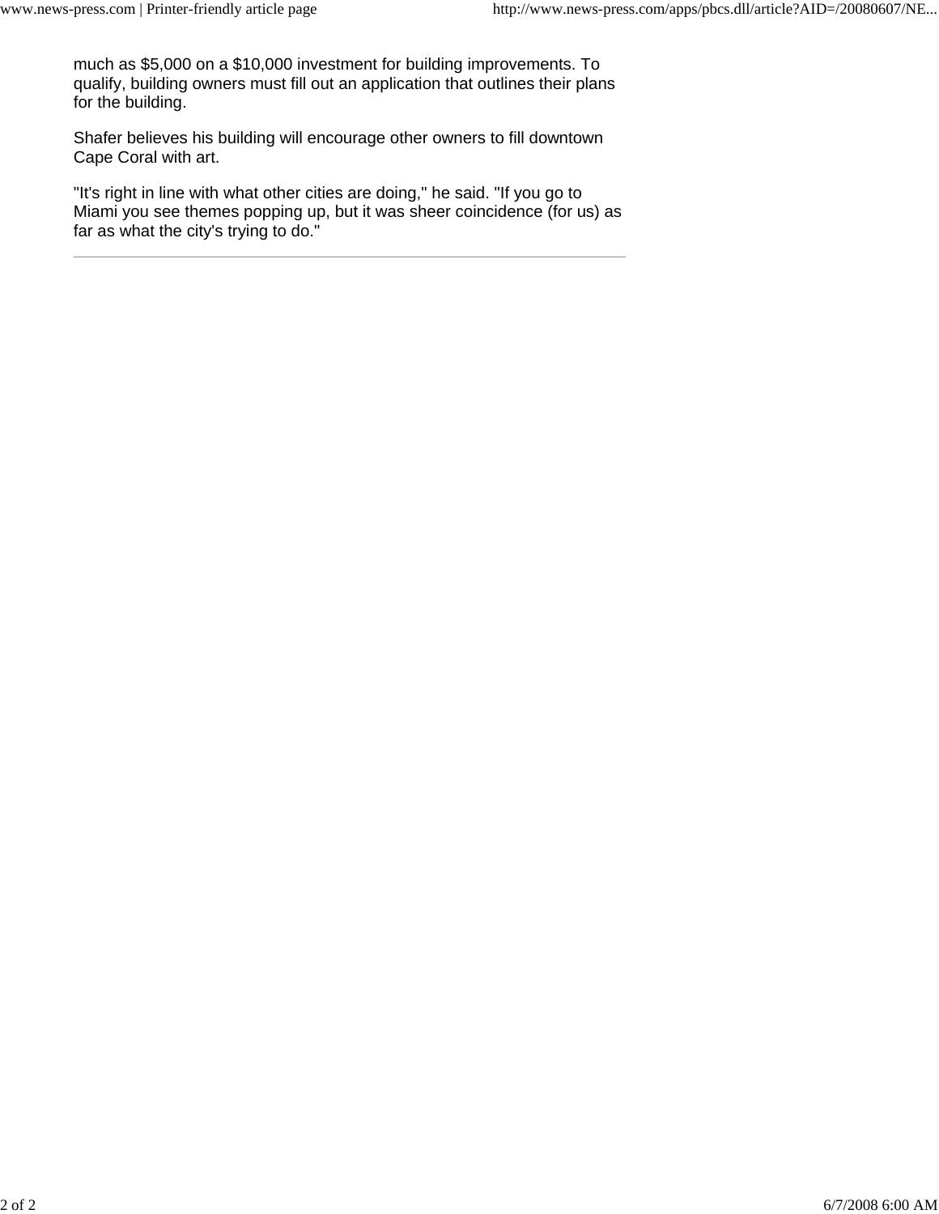much as $5,000 on a $10,000 investment for building improvements. To qualify, building owners must fill out an application that outlines their plans for the building.

Shafer believes his building will encourage other owners to fill downtown Cape Coral with art.

"It's right in line with what other cities are doing," he said. "If you go to Miami you see themes popping up, but it was sheer coincidence (for us) as far as what the city's trying to do."

---